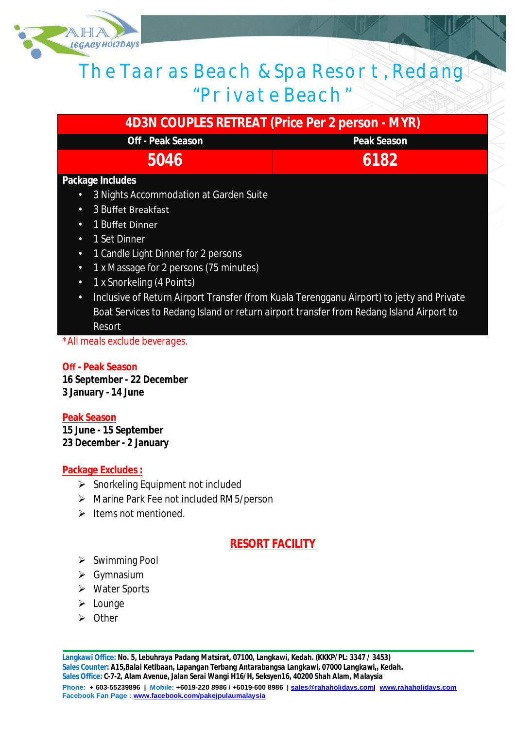# The Taaras Beach & Spa Resort, Redang "Private Beach"

| 4D3N COUPLES RETREAT (Price Per 2 person - MYR) | |
|---|---|
| Off - Peak Season | Peak Season |
| 5046 | 6182 |

**Package Includes**

- 3 Nights Accommodation at Garden Suite
- 3 Buffet Breakfast
- 1 Buffet Dinner
- 1 Set Dinner
- 1 Candle Light Dinner for 2 persons
- 1 x Massage for 2 persons (75 minutes)
- 1 x Snorkeling (4 Points)
- Inclusive of Return Airport Transfer (from Kuala Terengganu Airport) to jetty and Private Boat Services to Redang Island or return airport transfer from Redang Island Airport to Resort

*All meals exclude beverages.

**Off - Peak Season**
**16 September - 22 December**
**3 January - 14 June**

**Peak Season**
**15 June - 15 September**
**23 December - 2 January**

**Package Excludes :**

- Snorkeling Equipment not included
- Marine Park Fee not included RM5/person
- Items not mentioned.

## RESORT FACILITY

- Swimming Pool
- Gymnasium
- Water Sports
- Lounge
- Other

**Langkawi Office:** No. 5, Lebuhraya Padang Matsirat, 07100, Langkawi, Kedah. (KKKP/PL: 3347 / 3453)
**Sales Counter:** A15,Balai Ketibaan, Lapangan Terbang Antarabangsa Langkawi, 07000 Langkawi,, Kedah.
**Sales Office:** C-7-2, Alam Avenue, Jalan Serai Wangi H16/H, Seksyen16, 40200 Shah Alam, Malaysia
**Phone:** + 603-55239896 | **Mobile:** +6019-220 8986 / +6019-600 8986 | sales@rahaholidays.com| www.rahaholidays.com
**Facebook Fan Page :** www.facebook.com/pakejpulaumalaysia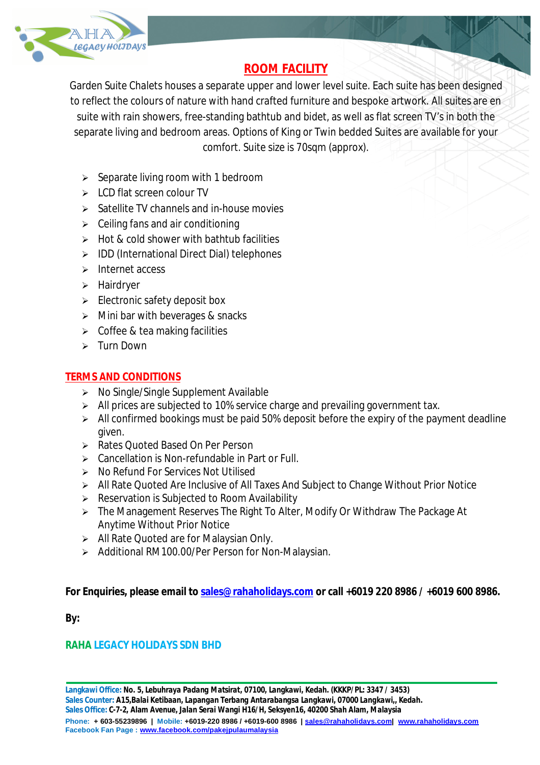## ROOM FACILITY

Garden Suite Chalets houses a separate upper and lower level suite. Each suite has been designed to reflect the colours of nature with hand crafted furniture and bespoke artwork. All suites are en suite with rain showers, free-standing bathtub and bidet, as well as flat screen TV's in both the separate living and bedroom areas. Options of King or Twin bedded Suites are available for your comfort. Suite size is 70sqm (approx).

- Separate living room with 1 bedroom
- LCD flat screen colour TV
- Satellite TV channels and in-house movies
- Ceiling fans and air conditioning
- Hot & cold shower with bathtub facilities
- IDD (International Direct Dial) telephones
- Internet access
- Hairdryer
- Electronic safety deposit box
- Mini bar with beverages & snacks
- Coffee & tea making facilities
- Turn Down

## TERMS AND CONDITIONS

- No Single/Single Supplement Available
- All prices are subjected to 10% service charge and prevailing government tax.
- All confirmed bookings must be paid 50% deposit before the expiry of the payment deadline given.
- Rates Quoted Based On Per Person
- Cancellation is Non-refundable in Part or Full.
- No Refund For Services Not Utilised
- All Rate Quoted Are Inclusive of All Taxes And Subject to Change Without Prior Notice
- Reservation is Subjected to Room Availability
- The Management Reserves The Right To Alter, Modify Or Withdraw The Package At Anytime Without Prior Notice
- All Rate Quoted are for Malaysian Only.
- Additional RM100.00/Per Person for Non-Malaysian.

**For Enquiries, please email to sales@rahaholidays.com or call +6019 220 8986 / +6019 600 8986.**

**By:**

**RAHA LEGACY HOLIDAYS SDN BHD**

**Langkawi Office:** No. 5, Lebuhraya Padang Matsirat, 07100, Langkawi, Kedah. (KKKP/PL: 3347 / 3453)
**Sales Counter:** A15,Balai Ketibaan, Lapangan Terbang Antarabangsa Langkawi, 07000 Langkawi,, Kedah.
**Sales Office:** C-7-2, Alam Avenue, Jalan Serai Wangi H16/H, Seksyen16, 40200 Shah Alam, Malaysia
**Phone:** + 603-55239896 | **Mobile:** +6019-220 8986 / +6019-600 8986 | sales@rahaholidays.com| www.rahaholidays.com
**Facebook Fan Page :** www.facebook.com/pakejpulaumalaysia